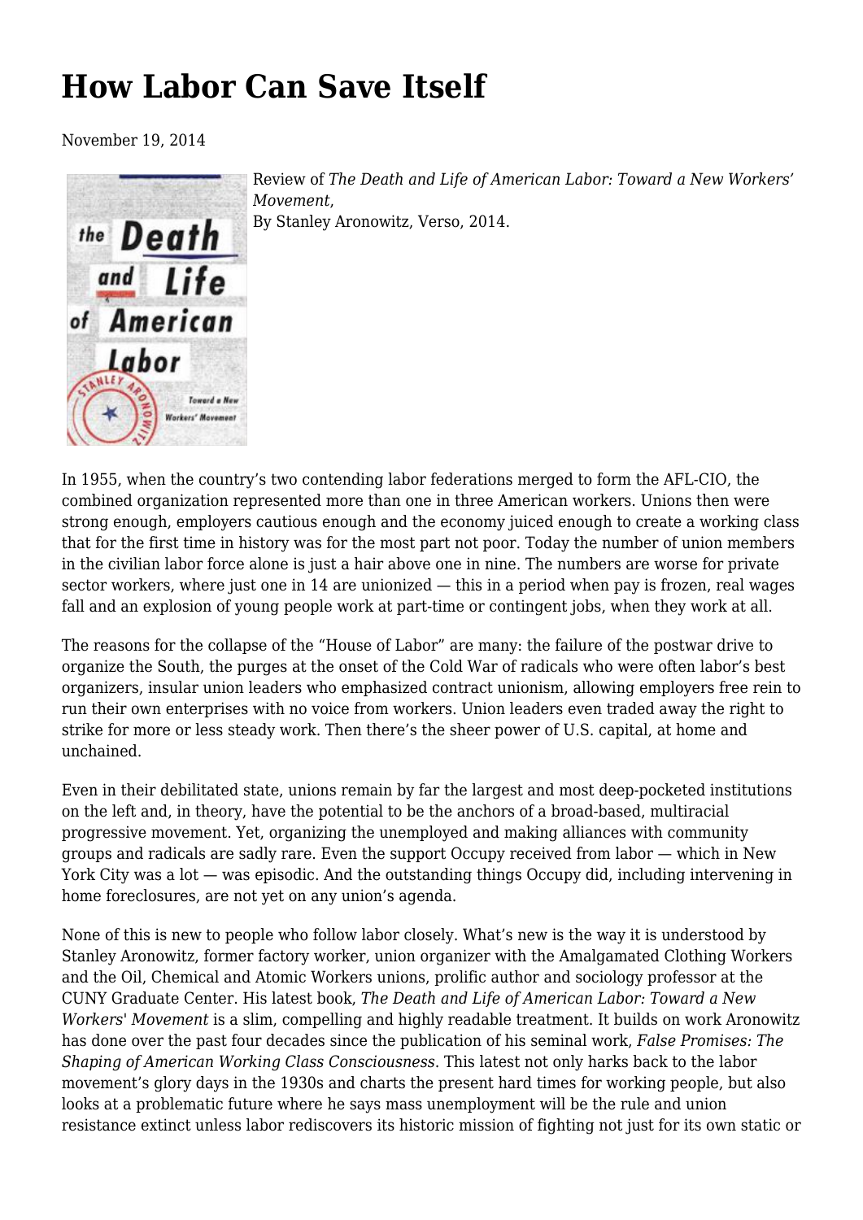# How Labor Can Save Itself

November 19, 2014

Review of *The Death and Life of American Labor: Toward a New Workers' Movement*,
By Stanley Aronowitz, Verso, 2014.

In 1955, when the country's two contending labor federations merged to form the AFL-CIO, the combined organization represented more than one in three American workers. Unions then were strong enough, employers cautious enough and the economy juiced enough to create a working class that for the first time in history was for the most part not poor. Today the number of union members in the civilian labor force alone is just a hair above one in nine. The numbers are worse for private sector workers, where just one in 14 are unionized — this in a period when pay is frozen, real wages fall and an explosion of young people work at part-time or contingent jobs, when they work at all.

The reasons for the collapse of the "House of Labor" are many: the failure of the postwar drive to organize the South, the purges at the onset of the Cold War of radicals who were often labor's best organizers, insular union leaders who emphasized contract unionism, allowing employers free rein to run their own enterprises with no voice from workers. Union leaders even traded away the right to strike for more or less steady work. Then there's the sheer power of U.S. capital, at home and unchained.

Even in their debilitated state, unions remain by far the largest and most deep-pocketed institutions on the left and, in theory, have the potential to be the anchors of a broad-based, multiracial progressive movement. Yet, organizing the unemployed and making alliances with community groups and radicals are sadly rare. Even the support Occupy received from labor — which in New York City was a lot — was episodic. And the outstanding things Occupy did, including intervening in home foreclosures, are not yet on any union's agenda.

None of this is new to people who follow labor closely. What's new is the way it is understood by Stanley Aronowitz, former factory worker, union organizer with the Amalgamated Clothing Workers and the Oil, Chemical and Atomic Workers unions, prolific author and sociology professor at the CUNY Graduate Center. His latest book, *The Death and Life of American Labor: Toward a New Workers' Movement* is a slim, compelling and highly readable treatment. It builds on work Aronowitz has done over the past four decades since the publication of his seminal work, *False Promises: The Shaping of American Working Class Consciousness*. This latest not only harks back to the labor movement's glory days in the 1930s and charts the present hard times for working people, but also looks at a problematic future where he says mass unemployment will be the rule and union resistance extinct unless labor rediscovers its historic mission of fighting not just for its own static or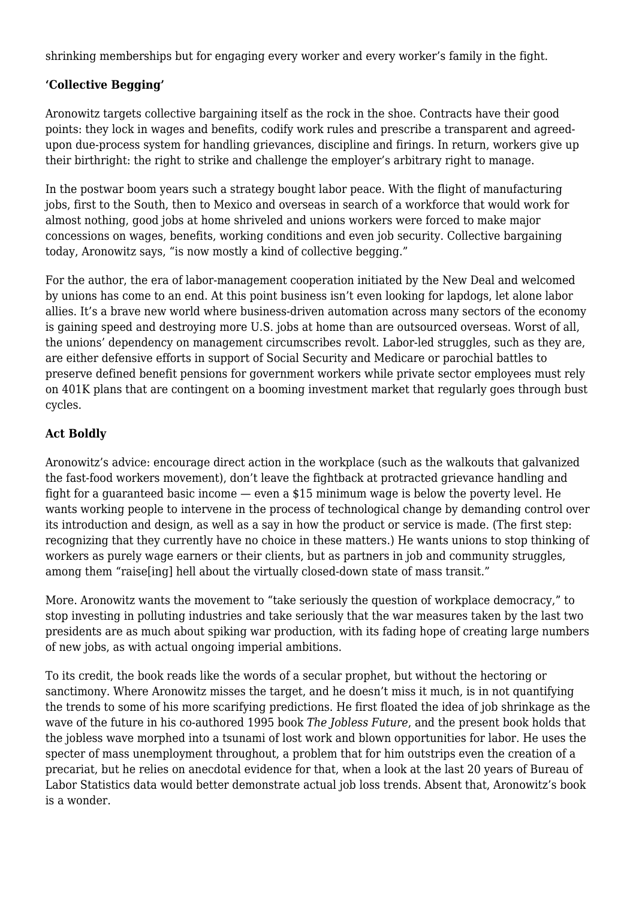shrinking memberships but for engaging every worker and every worker's family in the fight.

### 'Collective Begging'

Aronowitz targets collective bargaining itself as the rock in the shoe. Contracts have their good points: they lock in wages and benefits, codify work rules and prescribe a transparent and agreed-upon due-process system for handling grievances, discipline and firings. In return, workers give up their birthright: the right to strike and challenge the employer's arbitrary right to manage.

In the postwar boom years such a strategy bought labor peace. With the flight of manufacturing jobs, first to the South, then to Mexico and overseas in search of a workforce that would work for almost nothing, good jobs at home shriveled and unions workers were forced to make major concessions on wages, benefits, working conditions and even job security. Collective bargaining today, Aronowitz says, "is now mostly a kind of collective begging."

For the author, the era of labor-management cooperation initiated by the New Deal and welcomed by unions has come to an end. At this point business isn't even looking for lapdogs, let alone labor allies. It's a brave new world where business-driven automation across many sectors of the economy is gaining speed and destroying more U.S. jobs at home than are outsourced overseas. Worst of all, the unions' dependency on management circumscribes revolt. Labor-led struggles, such as they are, are either defensive efforts in support of Social Security and Medicare or parochial battles to preserve defined benefit pensions for government workers while private sector employees must rely on 401K plans that are contingent on a booming investment market that regularly goes through bust cycles.

### Act Boldly

Aronowitz's advice: encourage direct action in the workplace (such as the walkouts that galvanized the fast-food workers movement), don't leave the fightback at protracted grievance handling and fight for a guaranteed basic income — even a $15 minimum wage is below the poverty level. He wants working people to intervene in the process of technological change by demanding control over its introduction and design, as well as a say in how the product or service is made. (The first step: recognizing that they currently have no choice in these matters.) He wants unions to stop thinking of workers as purely wage earners or their clients, but as partners in job and community struggles, among them "raise[ing] hell about the virtually closed-down state of mass transit."

More. Aronowitz wants the movement to "take seriously the question of workplace democracy," to stop investing in polluting industries and take seriously that the war measures taken by the last two presidents are as much about spiking war production, with its fading hope of creating large numbers of new jobs, as with actual ongoing imperial ambitions.

To its credit, the book reads like the words of a secular prophet, but without the hectoring or sanctimony. Where Aronowitz misses the target, and he doesn't miss it much, is in not quantifying the trends to some of his more scarifying predictions. He first floated the idea of job shrinkage as the wave of the future in his co-authored 1995 book *The Jobless Future*, and the present book holds that the jobless wave morphed into a tsunami of lost work and blown opportunities for labor. He uses the specter of mass unemployment throughout, a problem that for him outstrips even the creation of a precariat, but he relies on anecdotal evidence for that, when a look at the last 20 years of Bureau of Labor Statistics data would better demonstrate actual job loss trends. Absent that, Aronowitz's book is a wonder.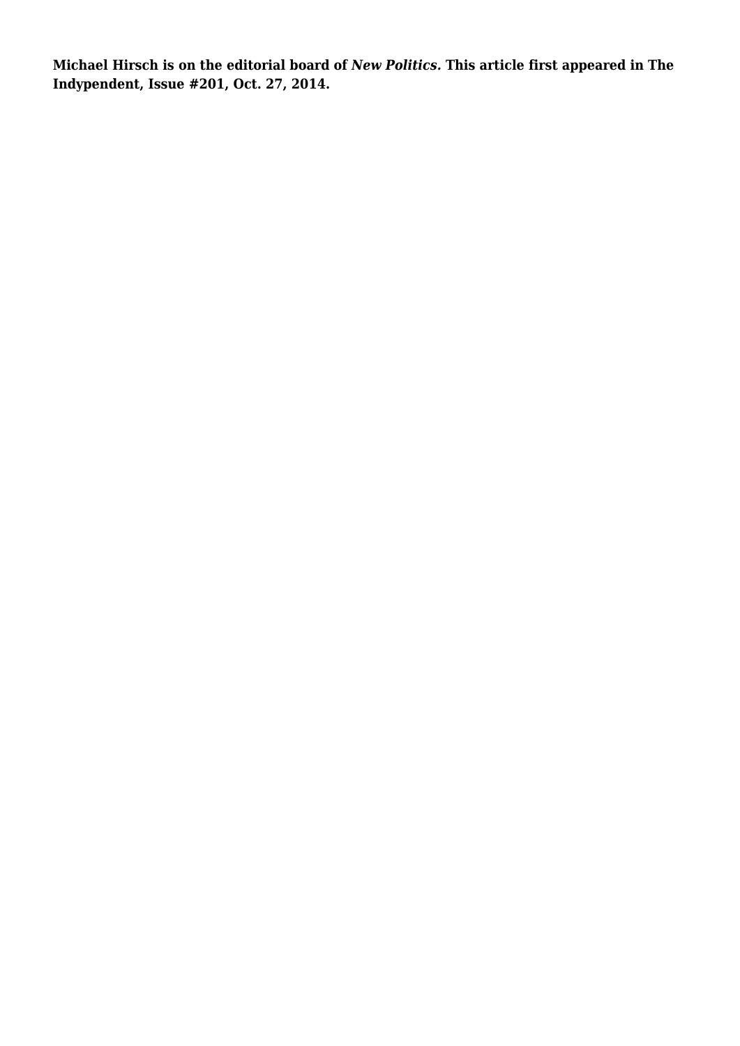**Michael Hirsch is on the editorial board of *New Politics.* This article first appeared in The Indypendent, Issue #201, Oct. 27, 2014.**